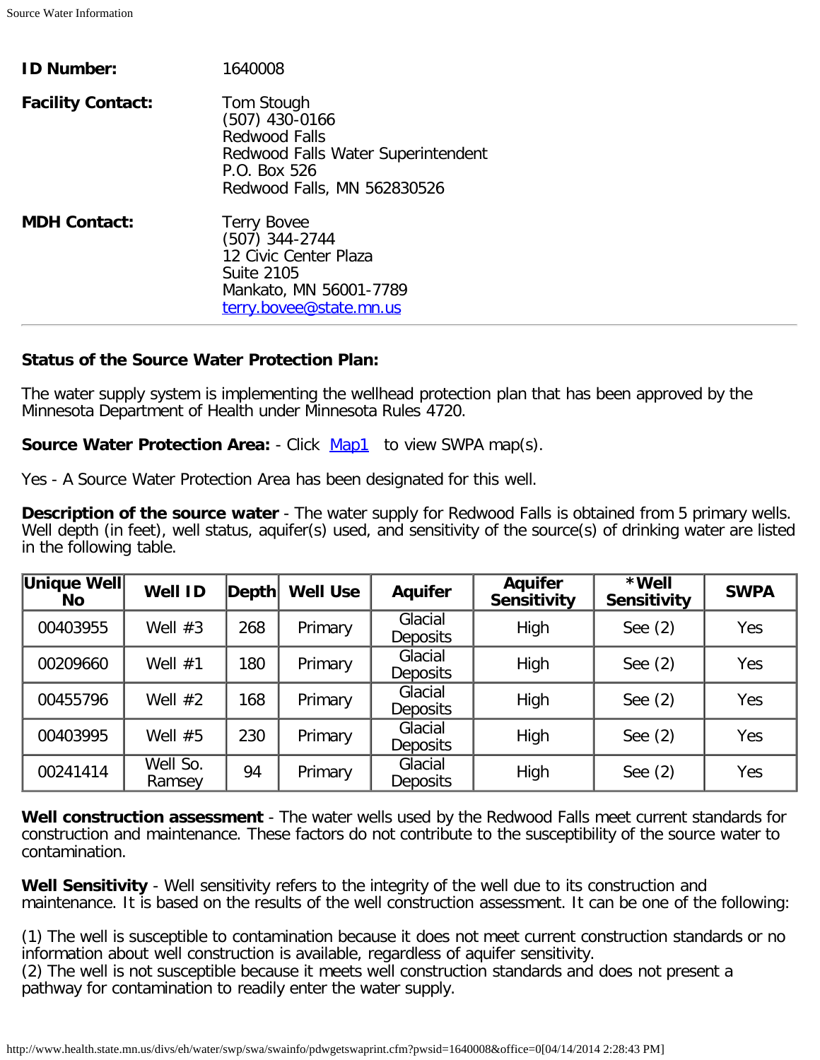| | |
|---|---|
| **ID Number:** | 1640008 |
| **Facility Contact:** | Tom Stough<br>(507) 430-0166<br>Redwood Falls<br>Redwood Falls Water Superintendent<br>P.O. Box 526<br>Redwood Falls, MN 562830526 |
| **MDH Contact:** | Terry Bovee<br>(507) 344-2744<br>12 Civic Center Plaza<br>Suite 2105<br>Mankato, MN 56001-7789<br>terry.bovee@state.mn.us |

---

**Status of the Source Water Protection Plan:**

The water supply system is implementing the wellhead protection plan that has been approved by the Minnesota Department of Health under Minnesota Rules 4720.

**Source Water Protection Area:** - Click Map1 to view SWPA map(s).

Yes - A Source Water Protection Area has been designated for this well.

**Description of the source water** - The water supply for Redwood Falls is obtained from 5 primary wells. Well depth (in feet), well status, aquifer(s) used, and sensitivity of the source(s) of drinking water are listed in the following table.

| Unique Well No | Well ID | Depth | Well Use | Aquifer | Aquifer Sensitivity | *Well Sensitivity | SWPA |
|---|---|---|---|---|---|---|---|
| 00403955 | Well #3 | 268 | Primary | Glacial Deposits | High | See (2) | Yes |
| 00209660 | Well #1 | 180 | Primary | Glacial Deposits | High | See (2) | Yes |
| 00455796 | Well #2 | 168 | Primary | Glacial Deposits | High | See (2) | Yes |
| 00403995 | Well #5 | 230 | Primary | Glacial Deposits | High | See (2) | Yes |
| 00241414 | Well So. Ramsey | 94 | Primary | Glacial Deposits | High | See (2) | Yes |

**Well construction assessment** - The water wells used by the Redwood Falls meet current standards for construction and maintenance. These factors do not contribute to the susceptibility of the source water to contamination.

**Well Sensitivity** - Well sensitivity refers to the integrity of the well due to its construction and maintenance. It is based on the results of the well construction assessment. It can be one of the following:

(1) The well is susceptible to contamination because it does not meet current construction standards or no information about well construction is available, regardless of aquifer sensitivity.
(2) The well is not susceptible because it meets well construction standards and does not present a pathway for contamination to readily enter the water supply.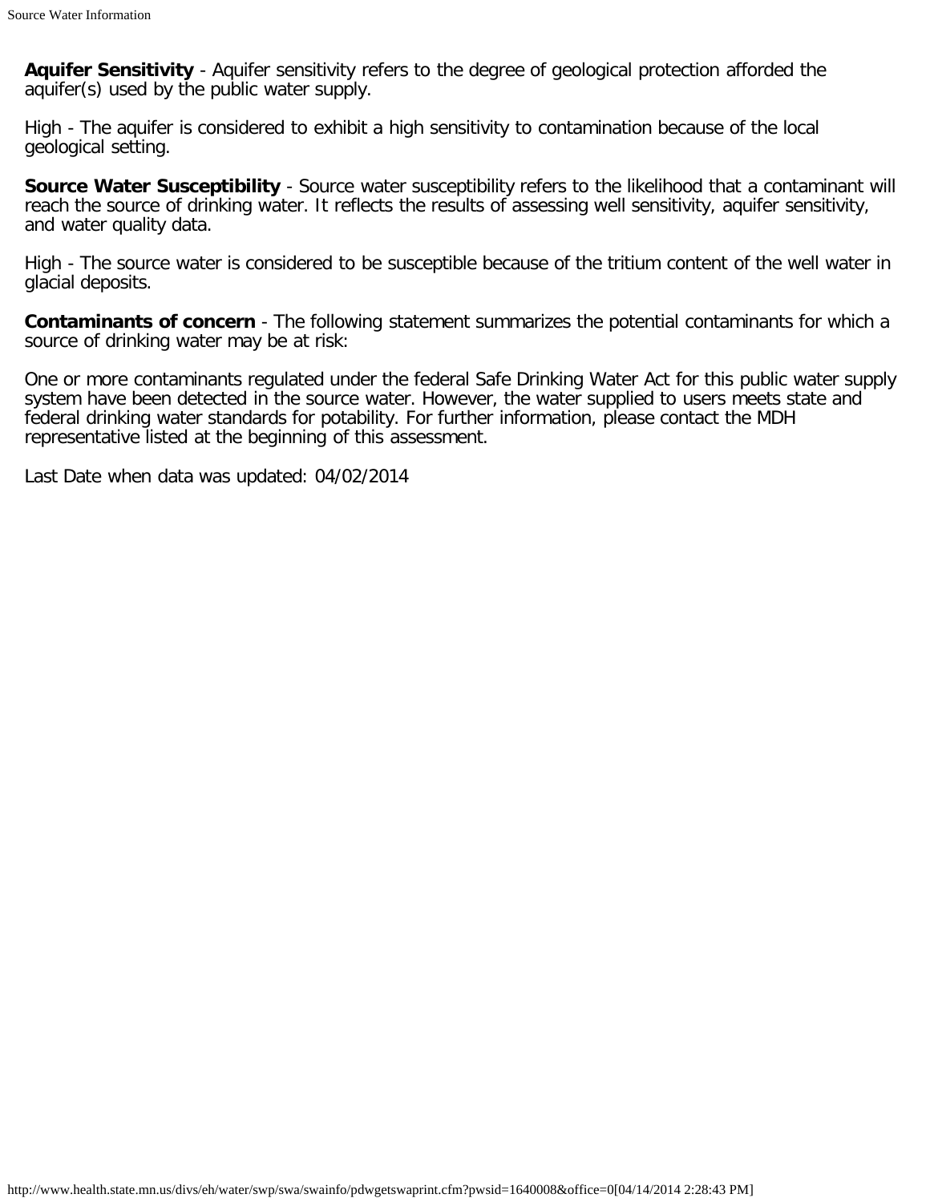**Aquifer Sensitivity** - Aquifer sensitivity refers to the degree of geological protection afforded the aquifer(s) used by the public water supply.

High - The aquifer is considered to exhibit a high sensitivity to contamination because of the local geological setting.

**Source Water Susceptibility** - Source water susceptibility refers to the likelihood that a contaminant will reach the source of drinking water. It reflects the results of assessing well sensitivity, aquifer sensitivity, and water quality data.

High - The source water is considered to be susceptible because of the tritium content of the well water in glacial deposits.

**Contaminants of concern** - The following statement summarizes the potential contaminants for which a source of drinking water may be at risk:

One or more contaminants regulated under the federal Safe Drinking Water Act for this public water supply system have been detected in the source water. However, the water supplied to users meets state and federal drinking water standards for potability. For further information, please contact the MDH representative listed at the beginning of this assessment.

Last Date when data was updated: 04/02/2014